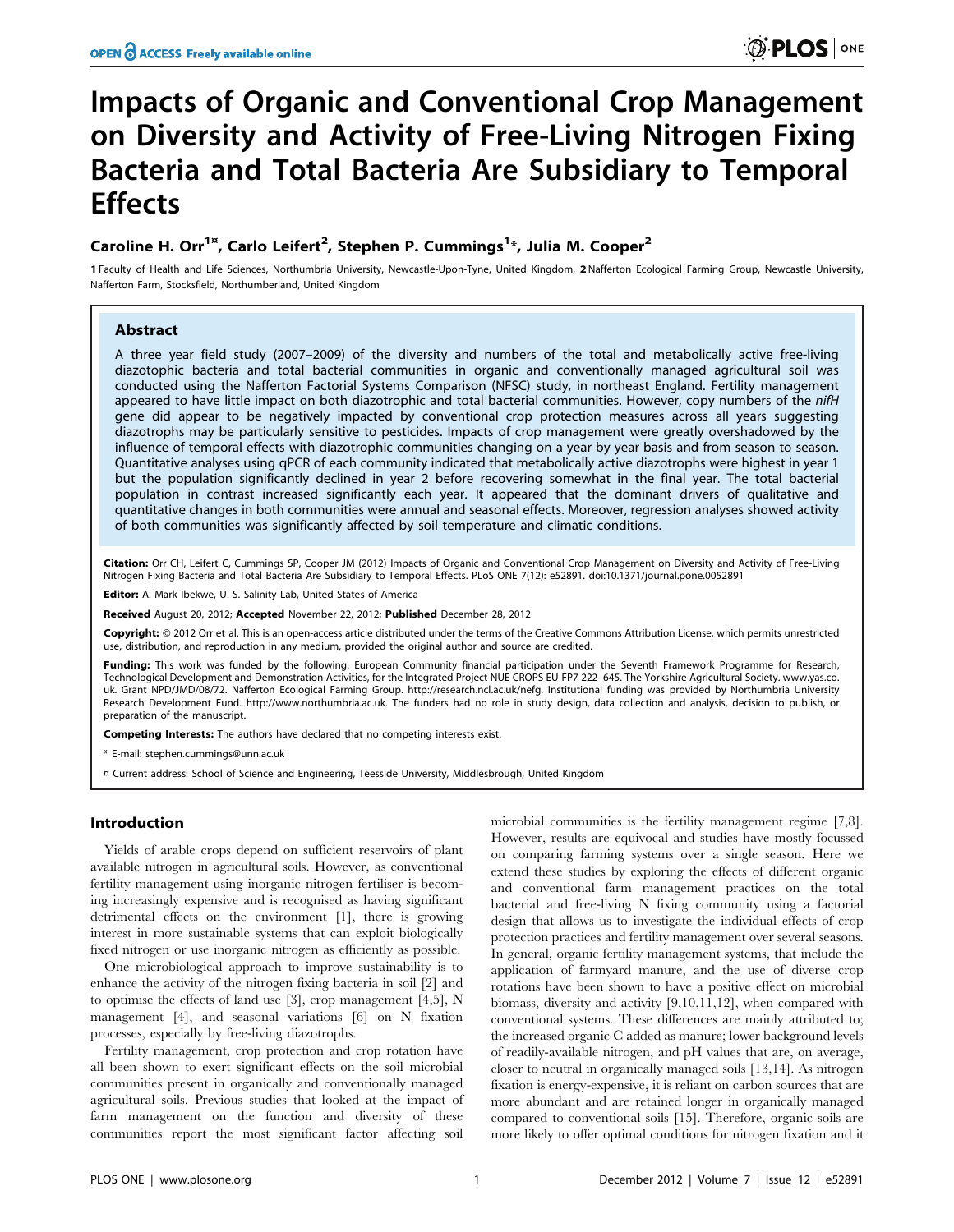# Impacts of Organic and Conventional Crop Management on Diversity and Activity of Free-Living Nitrogen Fixing Bacteria and Total Bacteria Are Subsidiary to Temporal Effects

**Caroline H. Orr[1¤], Carlo Leifert[2], Stephen P. Cummings[1]*, Julia M. Cooper[2]**

1 Faculty of Health and Life Sciences, Northumbria University, Newcastle-Upon-Tyne, United Kingdom, 2 Nafferton Ecological Farming Group, Newcastle University, Nafferton Farm, Stocksfield, Northumberland, United Kingdom

## Abstract

A three year field study (2007–2009) of the diversity and numbers of the total and metabolically active free-living diazotophic bacteria and total bacterial communities in organic and conventionally managed agricultural soil was conducted using the Nafferton Factorial Systems Comparison (NFSC) study, in northeast England. Fertility management appeared to have little impact on both diazotrophic and total bacterial communities. However, copy numbers of the *nifH* gene did appear to be negatively impacted by conventional crop protection measures across all years suggesting diazotrophs may be particularly sensitive to pesticides. Impacts of crop management were greatly overshadowed by the influence of temporal effects with diazotrophic communities changing on a year by year basis and from season to season. Quantitative analyses using qPCR of each community indicated that metabolically active diazotrophs were highest in year 1 but the population significantly declined in year 2 before recovering somewhat in the final year. The total bacterial population in contrast increased significantly each year. It appeared that the dominant drivers of qualitative and quantitative changes in both communities were annual and seasonal effects. Moreover, regression analyses showed activity of both communities was significantly affected by soil temperature and climatic conditions.

**Citation:** Orr CH, Leifert C, Cummings SP, Cooper JM (2012) Impacts of Organic and Conventional Crop Management on Diversity and Activity of Free-Living Nitrogen Fixing Bacteria and Total Bacteria Are Subsidiary to Temporal Effects. PLoS ONE 7(12): e52891. doi:10.1371/journal.pone.0052891

**Editor:** A. Mark Ibekwe, U. S. Salinity Lab, United States of America

**Received** August 20, 2012; **Accepted** November 22, 2012; **Published** December 28, 2012

**Copyright:** © 2012 Orr et al. This is an open-access article distributed under the terms of the Creative Commons Attribution License, which permits unrestricted use, distribution, and reproduction in any medium, provided the original author and source are credited.

**Funding:** This work was funded by the following: European Community financial participation under the Seventh Framework Programme for Research, Technological Development and Demonstration Activities, for the Integrated Project NUE CROPS EU-FP7 222–645. The Yorkshire Agricultural Society. www.yas.co.uk. Grant NPD/JMD/08/72. Nafferton Ecological Farming Group. http://research.ncl.ac.uk/nefg. Institutional funding was provided by Northumbria University Research Development Fund. http://www.northumbria.ac.uk. The funders had no role in study design, data collection and analysis, decision to publish, or preparation of the manuscript.

**Competing Interests:** The authors have declared that no competing interests exist.

\* E-mail: stephen.cummings@unn.ac.uk

¤ Current address: School of Science and Engineering, Teesside University, Middlesbrough, United Kingdom

## Introduction

Yields of arable crops depend on sufficient reservoirs of plant available nitrogen in agricultural soils. However, as conventional fertility management using inorganic nitrogen fertiliser is becoming increasingly expensive and is recognised as having significant detrimental effects on the environment [1], there is growing interest in more sustainable systems that can exploit biologically fixed nitrogen or use inorganic nitrogen as efficiently as possible.

One microbiological approach to improve sustainability is to enhance the activity of the nitrogen fixing bacteria in soil [2] and to optimise the effects of land use [3], crop management [4,5], N management [4], and seasonal variations [6] on N fixation processes, especially by free-living diazotrophs.

Fertility management, crop protection and crop rotation have all been shown to exert significant effects on the soil microbial communities present in organically and conventionally managed agricultural soils. Previous studies that looked at the impact of farm management on the function and diversity of these communities report the most significant factor affecting soil microbial communities is the fertility management regime [7,8]. However, results are equivocal and studies have mostly focussed on comparing farming systems over a single season. Here we extend these studies by exploring the effects of different organic and conventional farm management practices on the total bacterial and free-living N fixing community using a factorial design that allows us to investigate the individual effects of crop protection practices and fertility management over several seasons. In general, organic fertility management systems, that include the application of farmyard manure, and the use of diverse crop rotations have been shown to have a positive effect on microbial biomass, diversity and activity [9,10,11,12], when compared with conventional systems. These differences are mainly attributed to; the increased organic C added as manure; lower background levels of readily-available nitrogen, and pH values that are, on average, closer to neutral in organically managed soils [13,14]. As nitrogen fixation is energy-expensive, it is reliant on carbon sources that are more abundant and are retained longer in organically managed compared to conventional soils [15]. Therefore, organic soils are more likely to offer optimal conditions for nitrogen fixation and it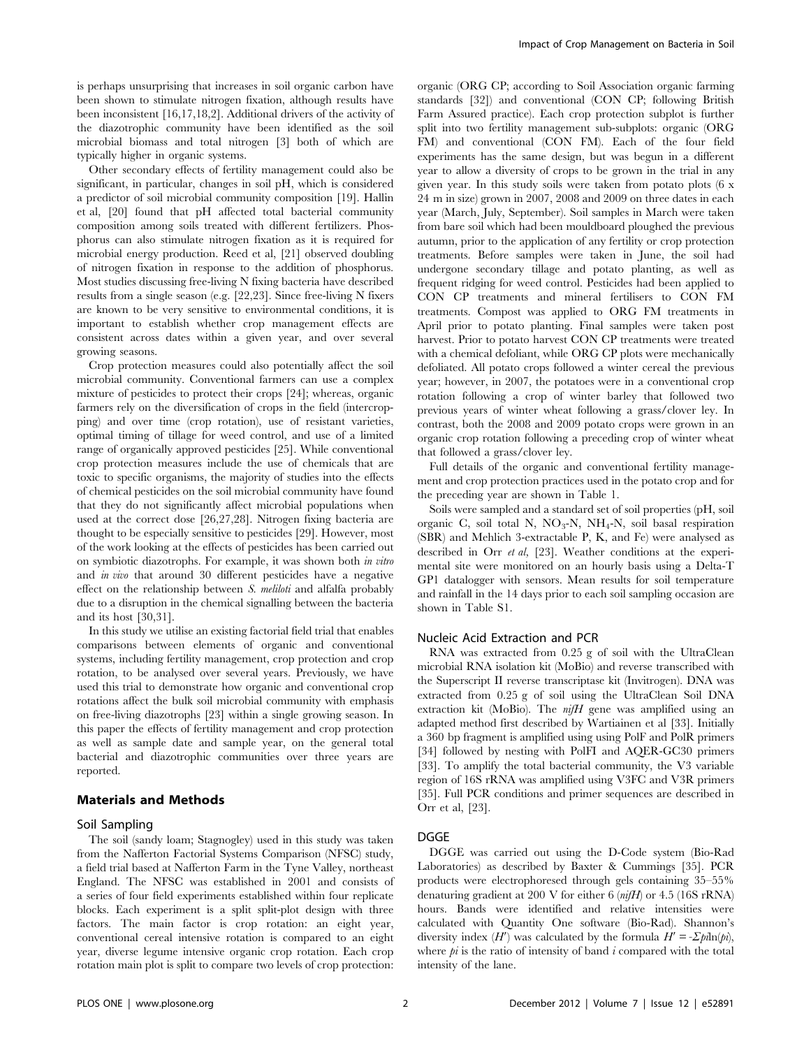is perhaps unsurprising that increases in soil organic carbon have been shown to stimulate nitrogen fixation, although results have been inconsistent [16,17,18,2]. Additional drivers of the activity of the diazotrophic community have been identified as the soil microbial biomass and total nitrogen [3] both of which are typically higher in organic systems.

Other secondary effects of fertility management could also be significant, in particular, changes in soil pH, which is considered a predictor of soil microbial community composition [19]. Hallin et al, [20] found that pH affected total bacterial community composition among soils treated with different fertilizers. Phosphorus can also stimulate nitrogen fixation as it is required for microbial energy production. Reed et al, [21] observed doubling of nitrogen fixation in response to the addition of phosphorus. Most studies discussing free-living N fixing bacteria have described results from a single season (e.g. [22,23]. Since free-living N fixers are known to be very sensitive to environmental conditions, it is important to establish whether crop management effects are consistent across dates within a given year, and over several growing seasons.

Crop protection measures could also potentially affect the soil microbial community. Conventional farmers can use a complex mixture of pesticides to protect their crops [24]; whereas, organic farmers rely on the diversification of crops in the field (intercropping) and over time (crop rotation), use of resistant varieties, optimal timing of tillage for weed control, and use of a limited range of organically approved pesticides [25]. While conventional crop protection measures include the use of chemicals that are toxic to specific organisms, the majority of studies into the effects of chemical pesticides on the soil microbial community have found that they do not significantly affect microbial populations when used at the correct dose [26,27,28]. Nitrogen fixing bacteria are thought to be especially sensitive to pesticides [29]. However, most of the work looking at the effects of pesticides has been carried out on symbiotic diazotrophs. For example, it was shown both *in vitro* and *in vivo* that around 30 different pesticides have a negative effect on the relationship between *S. meliloti* and alfalfa probably due to a disruption in the chemical signalling between the bacteria and its host [30,31].

In this study we utilise an existing factorial field trial that enables comparisons between elements of organic and conventional systems, including fertility management, crop protection and crop rotation, to be analysed over several years. Previously, we have used this trial to demonstrate how organic and conventional crop rotations affect the bulk soil microbial community with emphasis on free-living diazotrophs [23] within a single growing season. In this paper the effects of fertility management and crop protection as well as sample date and sample year, on the general total bacterial and diazotrophic communities over three years are reported.

## Materials and Methods

### Soil Sampling

The soil (sandy loam; Stagnogley) used in this study was taken from the Nafferton Factorial Systems Comparison (NFSC) study, a field trial based at Nafferton Farm in the Tyne Valley, northeast England. The NFSC was established in 2001 and consists of a series of four field experiments established within four replicate blocks. Each experiment is a split split-plot design with three factors. The main factor is crop rotation: an eight year, conventional cereal intensive rotation is compared to an eight year, diverse legume intensive organic crop rotation. Each crop rotation main plot is split to compare two levels of crop protection: organic (ORG CP; according to Soil Association organic farming standards [32]) and conventional (CON CP; following British Farm Assured practice). Each crop protection subplot is further split into two fertility management sub-subplots: organic (ORG FM) and conventional (CON FM). Each of the four field experiments has the same design, but was begun in a different year to allow a diversity of crops to be grown in the trial in any given year. In this study soils were taken from potato plots (6 x 24 m in size) grown in 2007, 2008 and 2009 on three dates in each year (March, July, September). Soil samples in March were taken from bare soil which had been mouldboard ploughed the previous autumn, prior to the application of any fertility or crop protection treatments. Before samples were taken in June, the soil had undergone secondary tillage and potato planting, as well as frequent ridging for weed control. Pesticides had been applied to CON CP treatments and mineral fertilisers to CON FM treatments. Compost was applied to ORG FM treatments in April prior to potato planting. Final samples were taken post harvest. Prior to potato harvest CON CP treatments were treated with a chemical defoliant, while ORG CP plots were mechanically defoliated. All potato crops followed a winter cereal the previous year; however, in 2007, the potatoes were in a conventional crop rotation following a crop of winter barley that followed two previous years of winter wheat following a grass/clover ley. In contrast, both the 2008 and 2009 potato crops were grown in an organic crop rotation following a preceding crop of winter wheat that followed a grass/clover ley.

Full details of the organic and conventional fertility management and crop protection practices used in the potato crop and for the preceding year are shown in Table 1.

Soils were sampled and a standard set of soil properties (pH, soil organic C, soil total N, $NO_3$-N, $NH_4$-N, soil basal respiration (SBR) and Mehlich 3-extractable P, K, and Fe) were analysed as described in Orr *et al*, [23]. Weather conditions at the experimental site were monitored on an hourly basis using a Delta-T GP1 datalogger with sensors. Mean results for soil temperature and rainfall in the 14 days prior to each soil sampling occasion are shown in Table S1.

### Nucleic Acid Extraction and PCR

RNA was extracted from 0.25 g of soil with the UltraClean microbial RNA isolation kit (MoBio) and reverse transcribed with the Superscript II reverse transcriptase kit (Invitrogen). DNA was extracted from 0.25 g of soil using the UltraClean Soil DNA extraction kit (MoBio). The *nifH* gene was amplified using an adapted method first described by Wartiainen et al [33]. Initially a 360 bp fragment is amplified using using PolF and PolR primers [34] followed by nesting with PolFI and AQER-GC30 primers [33]. To amplify the total bacterial community, the V3 variable region of 16S rRNA was amplified using V3FC and V3R primers [35]. Full PCR conditions and primer sequences are described in Orr et al, [23].

### DGGE

DGGE was carried out using the D-Code system (Bio-Rad Laboratories) as described by Baxter & Cummings [35]. PCR products were electrophoresed through gels containing 35–55% denaturing gradient at 200 V for either 6 (*nifH*) or 4.5 (16S rRNA) hours. Bands were identified and relative intensities were calculated with Quantity One software (Bio-Rad). Shannon's diversity index ($H'$) was calculated by the formula $H' = -\Sigma pi \ln(pi)$, where $pi$ is the ratio of intensity of band $i$ compared with the total intensity of the lane.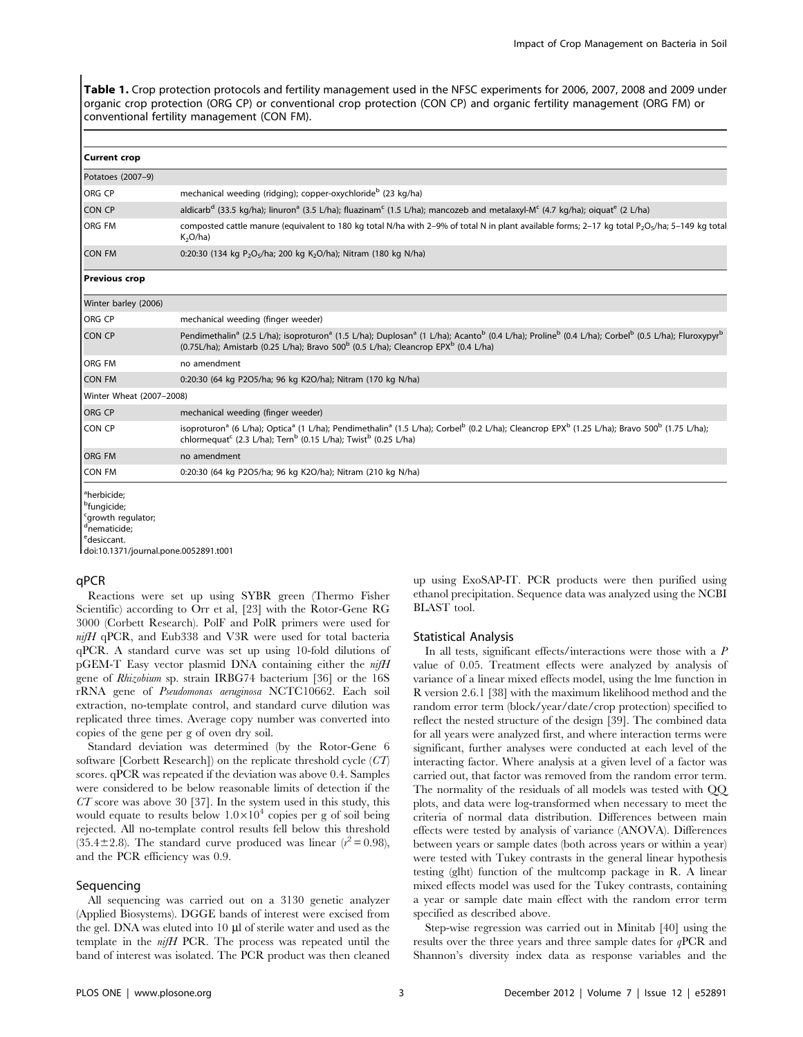**Table 1.** Crop protection protocols and fertility management used in the NFSC experiments for 2006, 2007, 2008 and 2009 under organic crop protection (ORG CP) or conventional crop protection (CON CP) and organic fertility management (ORG FM) or conventional fertility management (CON FM).

| **Current crop** | |
|---|---|
| Potatoes (2007–9) | |
| ORG CP | mechanical weeding (ridging); copper-oxychloride[b] (23 kg/ha) |
| CON CP | aldicarb[d] (33.5 kg/ha); linuron[a] (3.5 L/ha); fluazinam[c] (1.5 L/ha); mancozeb and metalaxyl-M[c] (4.7 kg/ha); oiquat[e] (2 L/ha) |
| ORG FM | composted cattle manure (equivalent to 180 kg total N/ha with 2–9% of total N in plant available forms; 2–17 kg total $P_2O_5$/ha; 5–149 kg total $K_2O$/ha) |
| CON FM | 0:20:30 (134 kg $P_2O_5$/ha; 200 kg $K_2O$/ha); Nitram (180 kg N/ha) |
| **Previous crop** | |
| Winter barley (2006) | |
| ORG CP | mechanical weeding (finger weeder) |
| CON CP | Pendimethalin[a] (2.5 L/ha); isoproturon[a] (1.5 L/ha); Duplosan[a] (1 L/ha); Acanto[b] (0.4 L/ha); Proline[b] (0.4 L/ha); Corbel[b] (0.5 L/ha); Fluroxypyr[b] (0.75L/ha); Amistarb (0.25 L/ha); Bravo 500[b] (0.5 L/ha); Cleancrop EPX[b] (0.4 L/ha) |
| ORG FM | no amendment |
| CON FM | 0:20:30 (64 kg P2O5/ha; 96 kg K2O/ha); Nitram (170 kg N/ha) |
| Winter Wheat (2007–2008) | |
| ORG CP | mechanical weeding (finger weeder) |
| CON CP | isoproturon[a] (6 L/ha); Optica[a] (1 L/ha); Pendimethalin[a] (1.5 L/ha); Corbel[b] (0.2 L/ha); Cleancrop EPX[b] (1.25 L/ha); Bravo 500[b] (1.75 L/ha); chlormequat[c] (2.3 L/ha); Tern[b] (0.15 L/ha); Twist[b] (0.25 L/ha) |
| ORG FM | no amendment |
| CON FM | 0:20:30 (64 kg P2O5/ha; 96 kg K2O/ha); Nitram (210 kg N/ha) |

[a]herbicide;
[b]fungicide;
[c]growth regulator;
[d]nematicide;
[e]desiccant.
doi:10.1371/journal.pone.0052891.t001

## qPCR

Reactions were set up using SYBR green (Thermo Fisher Scientific) according to Orr et al, [23] with the Rotor-Gene RG 3000 (Corbett Research). PolF and PolR primers were used for *nifH* qPCR, and Eub338 and V3R were used for total bacteria qPCR. A standard curve was set up using 10-fold dilutions of pGEM-T Easy vector plasmid DNA containing either the *nifH* gene of *Rhizobium* sp. strain IRBG74 bacterium [36] or the 16S rRNA gene of *Pseudomonas aeruginosa* NCTC10662. Each soil extraction, no-template control, and standard curve dilution was replicated three times. Average copy number was converted into copies of the gene per g of oven dry soil.

Standard deviation was determined (by the Rotor-Gene 6 software [Corbett Research]) on the replicate threshold cycle (*CT*) scores. qPCR was repeated if the deviation was above 0.4. Samples were considered to be below reasonable limits of detection if the *CT* score was above 30 [37]. In the system used in this study, this would equate to results below $1.0\times10^4$ copies per g of soil being rejected. All no-template control results fell below this threshold ($35.4\pm2.8$). The standard curve produced was linear ($r^2=0.98$), and the PCR efficiency was 0.9.

## Sequencing

All sequencing was carried out on a 3130 genetic analyzer (Applied Biosystems). DGGE bands of interest were excised from the gel. DNA was eluted into 10 µl of sterile water and used as the template in the *nifH* PCR. The process was repeated until the band of interest was isolated. The PCR product was then cleaned up using ExoSAP-IT. PCR products were then purified using ethanol precipitation. Sequence data was analyzed using the NCBI BLAST tool.

## Statistical Analysis

In all tests, significant effects/interactions were those with a $P$ value of 0.05. Treatment effects were analyzed by analysis of variance of a linear mixed effects model, using the lme function in R version 2.6.1 [38] with the maximum likelihood method and the random error term (block/year/date/crop protection) specified to reflect the nested structure of the design [39]. The combined data for all years were analyzed first, and where interaction terms were significant, further analyses were conducted at each level of the interacting factor. Where analysis at a given level of a factor was carried out, that factor was removed from the random error term. The normality of the residuals of all models was tested with QQ plots, and data were log-transformed when necessary to meet the criteria of normal data distribution. Differences between main effects were tested by analysis of variance (ANOVA). Differences between years or sample dates (both across years or within a year) were tested with Tukey contrasts in the general linear hypothesis testing (glht) function of the multcomp package in R. A linear mixed effects model was used for the Tukey contrasts, containing a year or sample date main effect with the random error term specified as described above.

Step-wise regression was carried out in Minitab [40] using the results over the three years and three sample dates for *q*PCR and Shannon's diversity index data as response variables and the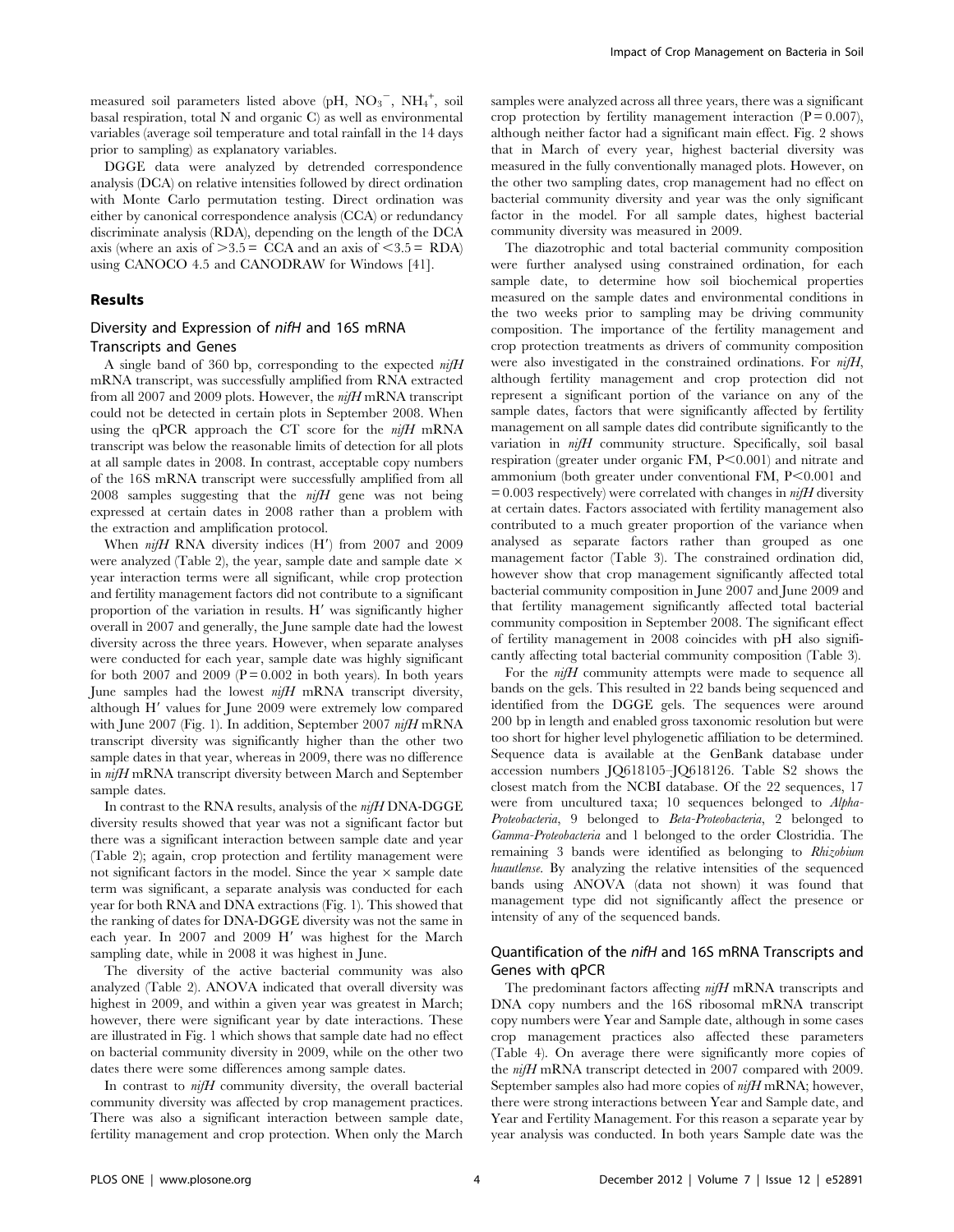measured soil parameters listed above (pH, $NO_3^-$, $NH_4^+$, soil basal respiration, total N and organic C) as well as environmental variables (average soil temperature and total rainfall in the 14 days prior to sampling) as explanatory variables.

DGGE data were analyzed by detrended correspondence analysis (DCA) on relative intensities followed by direct ordination with Monte Carlo permutation testing. Direct ordination was either by canonical correspondence analysis (CCA) or redundancy discriminate analysis (RDA), depending on the length of the DCA axis (where an axis of >3.5 = CCA and an axis of <3.5 = RDA) using CANOCO 4.5 and CANODRAW for Windows [41].

## Results

### Diversity and Expression of *nifH* and 16S mRNA Transcripts and Genes

A single band of 360 bp, corresponding to the expected *nifH* mRNA transcript, was successfully amplified from RNA extracted from all 2007 and 2009 plots. However, the *nifH* mRNA transcript could not be detected in certain plots in September 2008. When using the qPCR approach the CT score for the *nifH* mRNA transcript was below the reasonable limits of detection for all plots at all sample dates in 2008. In contrast, acceptable copy numbers of the 16S mRNA transcript were successfully amplified from all 2008 samples suggesting that the *nifH* gene was not being expressed at certain dates in 2008 rather than a problem with the extraction and amplification protocol.

When *nifH* RNA diversity indices (H′) from 2007 and 2009 were analyzed (Table 2), the year, sample date and sample date × year interaction terms were all significant, while crop protection and fertility management factors did not contribute to a significant proportion of the variation in results. H′ was significantly higher overall in 2007 and generally, the June sample date had the lowest diversity across the three years. However, when separate analyses were conducted for each year, sample date was highly significant for both 2007 and 2009 (P = 0.002 in both years). In both years June samples had the lowest *nifH* mRNA transcript diversity, although H′ values for June 2009 were extremely low compared with June 2007 (Fig. 1). In addition, September 2007 *nifH* mRNA transcript diversity was significantly higher than the other two sample dates in that year, whereas in 2009, there was no difference in *nifH* mRNA transcript diversity between March and September sample dates.

In contrast to the RNA results, analysis of the *nifH* DNA-DGGE diversity results showed that year was not a significant factor but there was a significant interaction between sample date and year (Table 2); again, crop protection and fertility management were not significant factors in the model. Since the year × sample date term was significant, a separate analysis was conducted for each year for both RNA and DNA extractions (Fig. 1). This showed that the ranking of dates for DNA-DGGE diversity was not the same in each year. In 2007 and 2009 H′ was highest for the March sampling date, while in 2008 it was highest in June.

The diversity of the active bacterial community was also analyzed (Table 2). ANOVA indicated that overall diversity was highest in 2009, and within a given year was greatest in March; however, there were significant year by date interactions. These are illustrated in Fig. 1 which shows that sample date had no effect on bacterial community diversity in 2009, while on the other two dates there were some differences among sample dates.

In contrast to *nifH* community diversity, the overall bacterial community diversity was affected by crop management practices. There was also a significant interaction between sample date, fertility management and crop protection. When only the March samples were analyzed across all three years, there was a significant crop protection by fertility management interaction (P = 0.007), although neither factor had a significant main effect. Fig. 2 shows that in March of every year, highest bacterial diversity was measured in the fully conventionally managed plots. However, on the other two sampling dates, crop management had no effect on bacterial community diversity and year was the only significant factor in the model. For all sample dates, highest bacterial community diversity was measured in 2009.

The diazotrophic and total bacterial community composition were further analysed using constrained ordination, for each sample date, to determine how soil biochemical properties measured on the sample dates and environmental conditions in the two weeks prior to sampling may be driving community composition. The importance of the fertility management and crop protection treatments as drivers of community composition were also investigated in the constrained ordinations. For *nifH*, although fertility management and crop protection did not represent a significant portion of the variance on any of the sample dates, factors that were significantly affected by fertility management on all sample dates did contribute significantly to the variation in *nifH* community structure. Specifically, soil basal respiration (greater under organic FM, P<0.001) and nitrate and ammonium (both greater under conventional FM, P<0.001 and = 0.003 respectively) were correlated with changes in *nifH* diversity at certain dates. Factors associated with fertility management also contributed to a much greater proportion of the variance when analysed as separate factors rather than grouped as one management factor (Table 3). The constrained ordination did, however show that crop management significantly affected total bacterial community composition in June 2007 and June 2009 and that fertility management significantly affected total bacterial community composition in September 2008. The significant effect of fertility management in 2008 coincides with pH also significantly affecting total bacterial community composition (Table 3).

For the *nifH* community attempts were made to sequence all bands on the gels. This resulted in 22 bands being sequenced and identified from the DGGE gels. The sequences were around 200 bp in length and enabled gross taxonomic resolution but were too short for higher level phylogenetic affiliation to be determined. Sequence data is available at the GenBank database under accession numbers JQ618105–JQ618126. Table S2 shows the closest match from the NCBI database. Of the 22 sequences, 17 were from uncultured taxa; 10 sequences belonged to *Alpha-Proteobacteria*, 9 belonged to *Beta-Proteobacteria*, 2 belonged to *Gamma-Proteobacteria* and 1 belonged to the order Clostridia. The remaining 3 bands were identified as belonging to *Rhizobium huautlense*. By analyzing the relative intensities of the sequenced bands using ANOVA (data not shown) it was found that management type did not significantly affect the presence or intensity of any of the sequenced bands.

### Quantification of the *nifH* and 16S mRNA Transcripts and Genes with qPCR

The predominant factors affecting *nifH* mRNA transcripts and DNA copy numbers and the 16S ribosomal mRNA transcript copy numbers were Year and Sample date, although in some cases crop management practices also affected these parameters (Table 4). On average there were significantly more copies of the *nifH* mRNA transcript detected in 2007 compared with 2009. September samples also had more copies of *nifH* mRNA; however, there were strong interactions between Year and Sample date, and Year and Fertility Management. For this reason a separate year by year analysis was conducted. In both years Sample date was the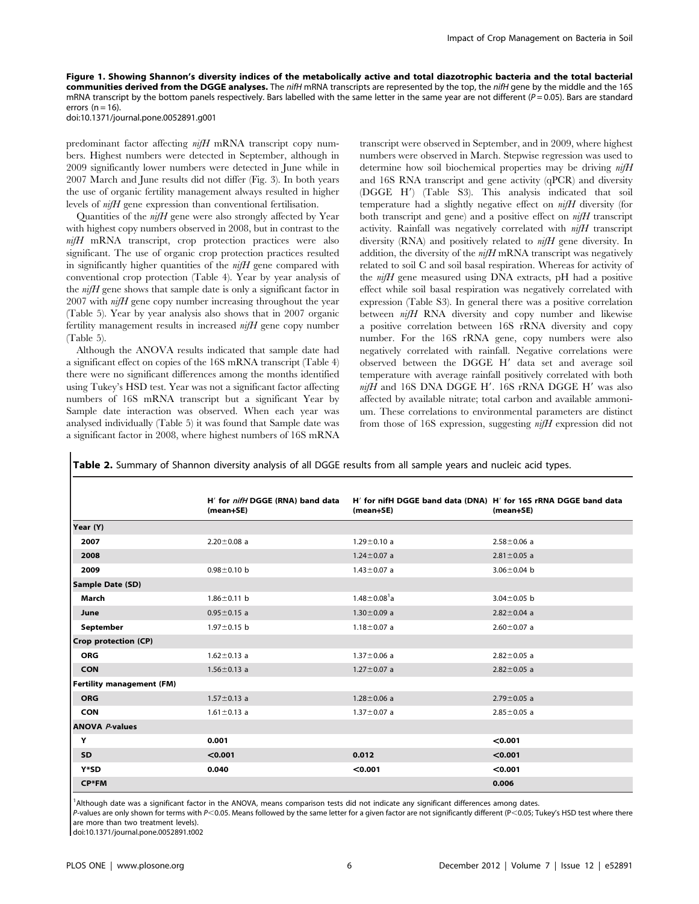**Figure 1. Showing Shannon's diversity indices of the metabolically active and total diazotrophic bacteria and the total bacterial communities derived from the DGGE analyses.** The *nifH* mRNA transcripts are represented by the top, the *nifH* gene by the middle and the 16S mRNA transcript by the bottom panels respectively. Bars labelled with the same letter in the same year are not different ($P = 0.05$). Bars are standard errors ($n = 16$).
doi:10.1371/journal.pone.0052891.g001

predominant factor affecting *nifH* mRNA transcript copy numbers. Highest numbers were detected in September, although in 2009 significantly lower numbers were detected in June while in 2007 March and June results did not differ (Fig. 3). In both years the use of organic fertility management always resulted in higher levels of *nifH* gene expression than conventional fertilisation.

Quantities of the *nifH* gene were also strongly affected by Year with highest copy numbers observed in 2008, but in contrast to the *nifH* mRNA transcript, crop protection practices were also significant. The use of organic crop protection practices resulted in significantly higher quantities of the *nifH* gene compared with conventional crop protection (Table 4). Year by year analysis of the *nifH* gene shows that sample date is only a significant factor in 2007 with *nifH* gene copy number increasing throughout the year (Table 5). Year by year analysis also shows that in 2007 organic fertility management results in increased *nifH* gene copy number (Table 5).

Although the ANOVA results indicated that sample date had a significant effect on copies of the 16S mRNA transcript (Table 4) there were no significant differences among the months identified using Tukey's HSD test. Year was not a significant factor affecting numbers of 16S mRNA transcript but a significant Year by Sample date interaction was observed. When each year was analysed individually (Table 5) it was found that Sample date was a significant factor in 2008, where highest numbers of 16S mRNA transcript were observed in September, and in 2009, where highest numbers were observed in March. Stepwise regression was used to determine how soil biochemical properties may be driving *nifH* and 16S RNA transcript and gene activity (qPCR) and diversity (DGGE H′) (Table S3). This analysis indicated that soil temperature had a slightly negative effect on *nifH* diversity (for both transcript and gene) and a positive effect on *nifH* transcript activity. Rainfall was negatively correlated with *nifH* transcript diversity (RNA) and positively related to *nifH* gene diversity. In addition, the diversity of the *nifH* mRNA transcript was negatively related to soil C and soil basal respiration. Whereas for activity of the *nifH* gene measured using DNA extracts, pH had a positive effect while soil basal respiration was negatively correlated with expression (Table S3). In general there was a positive correlation between *nifH* RNA diversity and copy number and likewise a positive correlation between 16S rRNA diversity and copy number. For the 16S rRNA gene, copy numbers were also negatively correlated with rainfall. Negative correlations were observed between the DGGE H′ data set and average soil temperature with average rainfall positively correlated with both *nifH* and 16S DNA DGGE H′. 16S rRNA DGGE H′ was also affected by available nitrate; total carbon and available ammonium. These correlations to environmental parameters are distinct from those of 16S expression, suggesting *nifH* expression did not

**Table 2.** Summary of Shannon diversity analysis of all DGGE results from all sample years and nucleic acid types.

| | H′ for *nifH* DGGE (RNA) band data (mean+SE) | H′ for nifH DGGE band data (DNA) (mean+SE) | H′ for 16S rRNA DGGE band data (mean+SE) |
|---|---|---|---|
| **Year (Y)** | | | |
| **2007** | 2.20±0.08 a | 1.29±0.10 a | 2.58±0.06 a |
| **2008** | | 1.24±0.07 a | 2.81±0.05 a |
| **2009** | 0.98±0.10 b | 1.43±0.07 a | 3.06±0.04 b |
| **Sample Date (SD)** | | | |
| **March** | 1.86±0.11 b | 1.48±0.08[1]a | 3.04±0.05 b |
| **June** | 0.95±0.15 a | 1.30±0.09 a | 2.82±0.04 a |
| **September** | 1.97±0.15 b | 1.18±0.07 a | 2.60±0.07 a |
| **Crop protection (CP)** | | | |
| **ORG** | 1.62±0.13 a | 1.37±0.06 a | 2.82±0.05 a |
| **CON** | 1.56±0.13 a | 1.27±0.07 a | 2.82±0.05 a |
| **Fertility management (FM)** | | | |
| **ORG** | 1.57±0.13 a | 1.28±0.06 a | 2.79±0.05 a |
| **CON** | 1.61±0.13 a | 1.37±0.07 a | 2.85±0.05 a |
| **ANOVA *P*-values** | | | |
| **Y** | **0.001** | | **<0.001** |
| **SD** | **<0.001** | **0.012** | **<0.001** |
| **Y*SD** | **0.040** | **<0.001** | **<0.001** |
| **CP*FM** | | | **0.006** |

[1]Although date was a significant factor in the ANOVA, means comparison tests did not indicate any significant differences among dates.
*P*-values are only shown for terms with $P<0.05$. Means followed by the same letter for a given factor are not significantly different ($P<0.05$; Tukey's HSD test where there are more than two treatment levels).
doi:10.1371/journal.pone.0052891.t002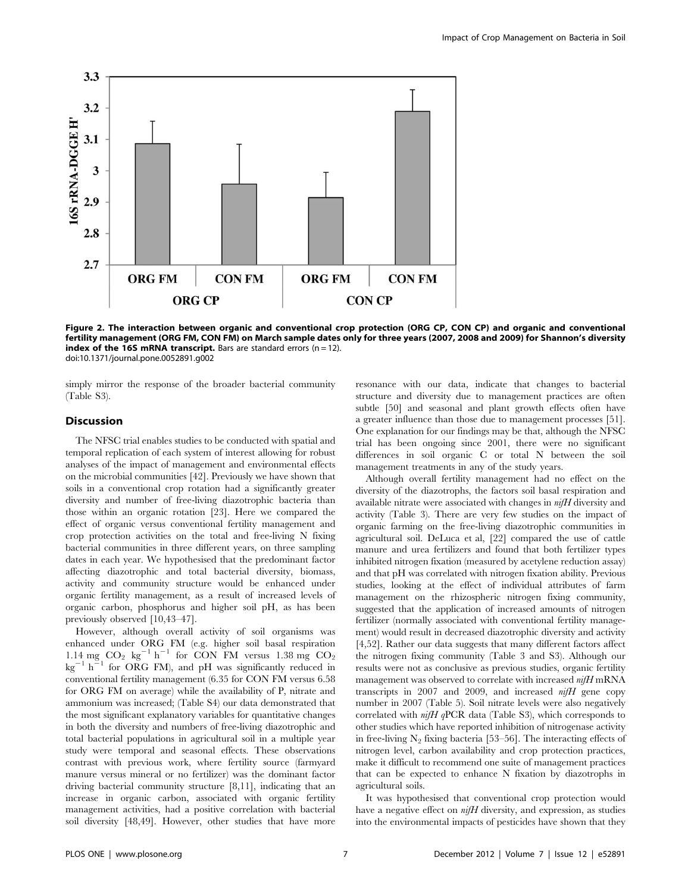**Figure 2. The interaction between organic and conventional crop protection (ORG CP, CON CP) and organic and conventional fertility management (ORG FM, CON FM) on March sample dates only for three years (2007, 2008 and 2009) for Shannon's diversity index of the 16S mRNA transcript.** Bars are standard errors (n = 12).
doi:10.1371/journal.pone.0052891.g002

simply mirror the response of the broader bacterial community (Table S3).

## Discussion

The NFSC trial enables studies to be conducted with spatial and temporal replication of each system of interest allowing for robust analyses of the impact of management and environmental effects on the microbial communities [42]. Previously we have shown that soils in a conventional crop rotation had a significantly greater diversity and number of free-living diazotrophic bacteria than those within an organic rotation [23]. Here we compared the effect of organic versus conventional fertility management and crop protection activities on the total and free-living N fixing bacterial communities in three different years, on three sampling dates in each year. We hypothesised that the predominant factor affecting diazotrophic and total bacterial diversity, biomass, activity and community structure would be enhanced under organic fertility management, as a result of increased levels of organic carbon, phosphorus and higher soil pH, as has been previously observed [10,43–47].

However, although overall activity of soil organisms was enhanced under ORG FM (e.g. higher soil basal respiration 1.14 mg $CO_2$ $kg^{-1}$ $h^{-1}$ for CON FM versus 1.38 mg $CO_2$ $kg^{-1}$ $h^{-1}$ for ORG FM), and pH was significantly reduced in conventional fertility management (6.35 for CON FM versus 6.58 for ORG FM on average) while the availability of P, nitrate and ammonium was increased; (Table S4) our data demonstrated that the most significant explanatory variables for quantitative changes in both the diversity and numbers of free-living diazotrophic and total bacterial populations in agricultural soil in a multiple year study were temporal and seasonal effects. These observations contrast with previous work, where fertility source (farmyard manure versus mineral or no fertilizer) was the dominant factor driving bacterial community structure [8,11], indicating that an increase in organic carbon, associated with organic fertility management activities, had a positive correlation with bacterial soil diversity [48,49]. However, other studies that have more resonance with our data, indicate that changes to bacterial structure and diversity due to management practices are often subtle [50] and seasonal and plant growth effects often have a greater influence than those due to management processes [51]. One explanation for our findings may be that, although the NFSC trial has been ongoing since 2001, there were no significant differences in soil organic C or total N between the soil management treatments in any of the study years.

Although overall fertility management had no effect on the diversity of the diazotrophs, the factors soil basal respiration and available nitrate were associated with changes in *nifH* diversity and activity (Table 3). There are very few studies on the impact of organic farming on the free-living diazotrophic communities in agricultural soil. DeLuca et al, [22] compared the use of cattle manure and urea fertilizers and found that both fertilizer types inhibited nitrogen fixation (measured by acetylene reduction assay) and that pH was correlated with nitrogen fixation ability. Previous studies, looking at the effect of individual attributes of farm management on the rhizospheric nitrogen fixing community, suggested that the application of increased amounts of nitrogen fertilizer (normally associated with conventional fertility management) would result in decreased diazotrophic diversity and activity [4,52]. Rather our data suggests that many different factors affect the nitrogen fixing community (Table 3 and S3). Although our results were not as conclusive as previous studies, organic fertility management was observed to correlate with increased *nifH* mRNA transcripts in 2007 and 2009, and increased *nifH* gene copy number in 2007 (Table 5). Soil nitrate levels were also negatively correlated with *nifH* *q*PCR data (Table S3), which corresponds to other studies which have reported inhibition of nitrogenase activity in free-living $N_2$ fixing bacteria [53–56]. The interacting effects of nitrogen level, carbon availability and crop protection practices, make it difficult to recommend one suite of management practices that can be expected to enhance N fixation by diazotrophs in agricultural soils.

It was hypothesised that conventional crop protection would have a negative effect on *nifH* diversity, and expression, as studies into the environmental impacts of pesticides have shown that they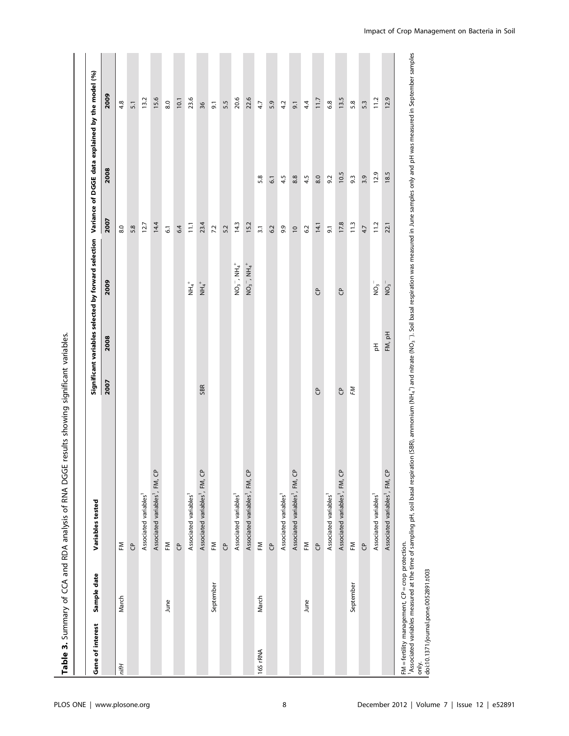**Table 3.** Summary of CCA and RDA analysis of RNA DGGE results showing significant variables.

| Gene of interest | Sample date | Variables tested | Significant variables selected by forward selection | | | Variance of DGGE data explained by the model (%) | | |
|---|---|---|---|---|---|---|---|---|
| | | | 2007 | 2008 | 2009 | 2007 | 2008 | 2009 |
| *nifH* | March | FM | | | | 8.0 | | 4.8 |
| | | CP | | | | 5.8 | | 5.1 |
| | | Associated variables[1] | | | | 12.7 | | 13.2 |
| | | Associated variables[1], FM, CP | | | | 14.4 | | 15.6 |
| | June | FM | | | | 6.1 | | 8.0 |
| | | CP | | | | 6.4 | | 10.1 |
| | | Associated variables[1] | | | $NH_4^+$ | 11.1 | | 23.6 |
| | | Associated variables[1], FM, CP | SBR | | $NH_4^+$ | 23.4 | | 36 |
| | September | FM | | | | 7.2 | | 9.1 |
| | | CP | | | | 5.2 | | 5.5 |
| | | Associated variables[1] | | | $NO_3^-$, $NH_4^+$ | 14.3 | | 20.6 |
| | | Associated variables[1], FM, CP | | | $NO_3^-$, $NH_4^+$ | 15.2 | | 22.6 |
| 16S rRNA | March | FM | | | | 3.1 | 5.8 | 4.7 |
| | | CP | | | | 6.2 | 6.1 | 5.9 |
| | | Associated variables[1] | | | | 9.9 | 4.5 | 4.2 |
| | | Associated variables[1], FM, CP | | | | 10 | 8.8 | 9.1 |
| | June | FM | | | | 6.2 | 4.5 | 4.4 |
| | | CP | CP | | CP | 14.1 | 8.0 | 11.7 |
| | | Associated variables[1] | | | | 9.1 | 9.2 | 6.8 |
| | | Associated variables[1], FM, CP | CP | | CP | 17.8 | 10.5 | 13.5 |
| | September | FM | *FM* | | | 11.3 | 9.3 | 5.8 |
| | | CP | | | | 4.7 | 3.9 | 5.3 |
| | | Associated variables[1] | | pH | $NO_3^-$ | 11.2 | 12.9 | 11.2 |
| | | Associated variables[1], FM, CP | | FM, pH | $NO_3^-$ | 22.1 | 18.5 | 12.9 |

FM = fertility management, CP = crop protection.
[1]Associated variables measured at the time of sampling pH, soil basal respiration (SBR), ammonium ($NH_4^+$) and nitrate ($NO_3^-$). Soil basal respiration was measured in June samples only and pH was measured in September samples only.
doi:10.1371/journal.pone.0052891.t003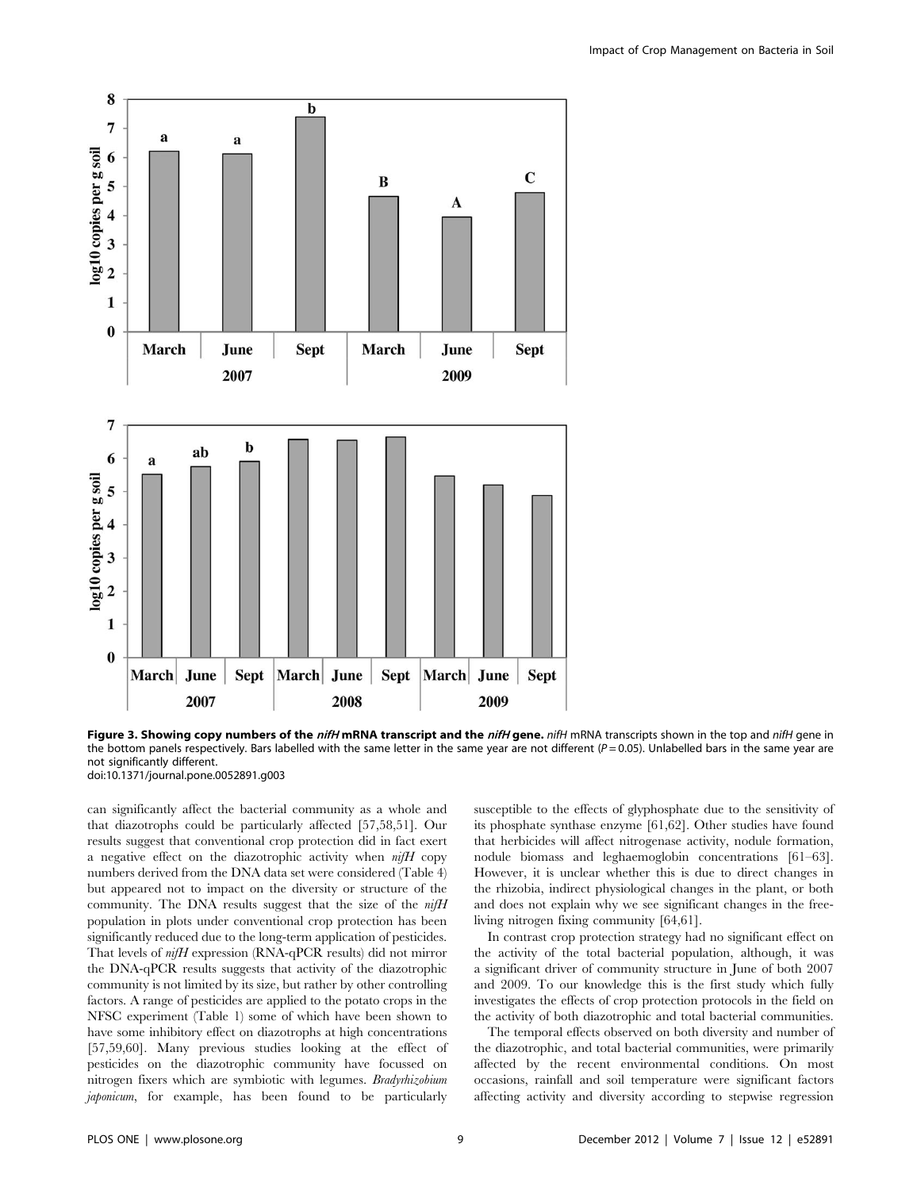**Figure 3. Showing copy numbers of the *nifH* mRNA transcript and the *nifH* gene.** *nifH* mRNA transcripts shown in the top and *nifH* gene in the bottom panels respectively. Bars labelled with the same letter in the same year are not different ($P = 0.05$). Unlabelled bars in the same year are not significantly different.
doi:10.1371/journal.pone.0052891.g003

can significantly affect the bacterial community as a whole and that diazotrophs could be particularly affected [57,58,51]. Our results suggest that conventional crop protection did in fact exert a negative effect on the diazotrophic activity when *nifH* copy numbers derived from the DNA data set were considered (Table 4) but appeared not to impact on the diversity or structure of the community. The DNA results suggest that the size of the *nifH* population in plots under conventional crop protection has been significantly reduced due to the long-term application of pesticides. That levels of *nifH* expression (RNA-qPCR results) did not mirror the DNA-qPCR results suggests that activity of the diazotrophic community is not limited by its size, but rather by other controlling factors. A range of pesticides are applied to the potato crops in the NFSC experiment (Table 1) some of which have been shown to have some inhibitory effect on diazotrophs at high concentrations [57,59,60]. Many previous studies looking at the effect of pesticides on the diazotrophic community have focussed on nitrogen fixers which are symbiotic with legumes. *Bradyrhizobium japonicum*, for example, has been found to be particularly susceptible to the effects of glyphosphate due to the sensitivity of its phosphate synthase enzyme [61,62]. Other studies have found that herbicides will affect nitrogenase activity, nodule formation, nodule biomass and leghaemoglobin concentrations [61–63]. However, it is unclear whether this is due to direct changes in the rhizobia, indirect physiological changes in the plant, or both and does not explain why we see significant changes in the free-living nitrogen fixing community [64,61].

In contrast crop protection strategy had no significant effect on the activity of the total bacterial population, although, it was a significant driver of community structure in June of both 2007 and 2009. To our knowledge this is the first study which fully investigates the effects of crop protection protocols in the field on the activity of both diazotrophic and total bacterial communities.

The temporal effects observed on both diversity and number of the diazotrophic, and total bacterial communities, were primarily affected by the recent environmental conditions. On most occasions, rainfall and soil temperature were significant factors affecting activity and diversity according to stepwise regression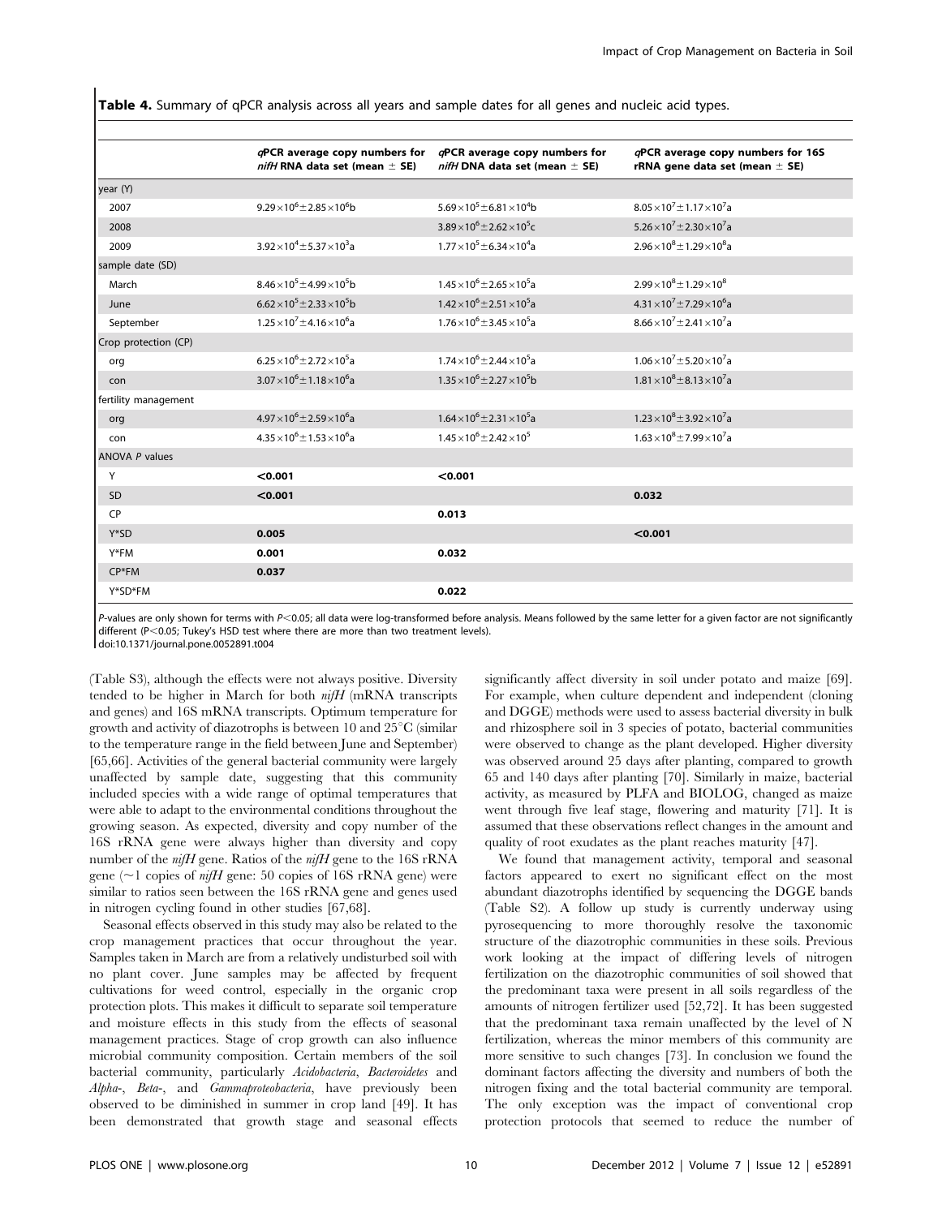**Table 4.** Summary of qPCR analysis across all years and sample dates for all genes and nucleic acid types.

| | *q*PCR average copy numbers for *nifH* RNA data set (mean ± SE) | *q*PCR average copy numbers for *nifH* DNA data set (mean ± SE) | *q*PCR average copy numbers for 16S rRNA gene data set (mean ± SE) |
|---|---|---|---|
| year (Y) | | | |
| 2007 | $9.29\times10^6\pm2.85\times10^6$b | $5.69\times10^5\pm6.81\times10^4$b | $8.05\times10^7\pm1.17\times10^7$a |
| 2008 | | $3.89\times10^6\pm2.62\times10^5$c | $5.26\times10^7\pm2.30\times10^7$a |
| 2009 | $3.92\times10^4\pm5.37\times10^3$a | $1.77\times10^5\pm6.34\times10^4$a | $2.96\times10^8\pm1.29\times10^8$a |
| sample date (SD) | | | |
| March | $8.46\times10^5\pm4.99\times10^5$b | $1.45\times10^6\pm2.65\times10^5$a | $2.99\times10^8\pm1.29\times10^8$ |
| June | $6.62\times10^5\pm2.33\times10^5$b | $1.42\times10^6\pm2.51\times10^5$a | $4.31\times10^7\pm7.29\times10^6$a |
| September | $1.25\times10^7\pm4.16\times10^6$a | $1.76\times10^6\pm3.45\times10^5$a | $8.66\times10^7\pm2.41\times10^7$a |
| Crop protection (CP) | | | |
| org | $6.25\times10^6\pm2.72\times10^5$a | $1.74\times10^6\pm2.44\times10^5$a | $1.06\times10^7\pm5.20\times10^7$a |
| con | $3.07\times10^6\pm1.18\times10^6$a | $1.35\times10^6\pm2.27\times10^5$b | $1.81\times10^8\pm8.13\times10^7$a |
| fertility management | | | |
| org | $4.97\times10^6\pm2.59\times10^6$a | $1.64\times10^6\pm2.31\times10^5$a | $1.23\times10^8\pm3.92\times10^7$a |
| con | $4.35\times10^6\pm1.53\times10^6$a | $1.45\times10^6\pm2.42\times10^5$ | $1.63\times10^8\pm7.99\times10^7$a |
| ANOVA *P* values | | | |
| Y | **<0.001** | **<0.001** | |
| SD | **<0.001** | | **0.032** |
| CP | | **0.013** | |
| Y*SD | **0.005** | | **<0.001** |
| Y*FM | **0.001** | **0.032** | |
| CP*FM | **0.037** | | |
| Y*SD*FM | | **0.022** | |

*P*-values are only shown for terms with $P<0.05$; all data were log-transformed before analysis. Means followed by the same letter for a given factor are not significantly different ($P<0.05$; Tukey's HSD test where there are more than two treatment levels).
doi:10.1371/journal.pone.0052891.t004

(Table S3), although the effects were not always positive. Diversity tended to be higher in March for both *nifH* (mRNA transcripts and genes) and 16S mRNA transcripts. Optimum temperature for growth and activity of diazotrophs is between 10 and 25°C (similar to the temperature range in the field between June and September) [65,66]. Activities of the general bacterial community were largely unaffected by sample date, suggesting that this community included species with a wide range of optimal temperatures that were able to adapt to the environmental conditions throughout the growing season. As expected, diversity and copy number of the 16S rRNA gene were always higher than diversity and copy number of the *nifH* gene. Ratios of the *nifH* gene to the 16S rRNA gene (~1 copies of *nifH* gene: 50 copies of 16S rRNA gene) were similar to ratios seen between the 16S rRNA gene and genes used in nitrogen cycling found in other studies [67,68].

Seasonal effects observed in this study may also be related to the crop management practices that occur throughout the year. Samples taken in March are from a relatively undisturbed soil with no plant cover. June samples may be affected by frequent cultivations for weed control, especially in the organic crop protection plots. This makes it difficult to separate soil temperature and moisture effects in this study from the effects of seasonal management practices. Stage of crop growth can also influence microbial community composition. Certain members of the soil bacterial community, particularly *Acidobacteria*, *Bacteroidetes* and *Alpha*-, *Beta*-, and *Gammaproteobacteria*, have previously been observed to be diminished in summer in crop land [49]. It has been demonstrated that growth stage and seasonal effects significantly affect diversity in soil under potato and maize [69]. For example, when culture dependent and independent (cloning and DGGE) methods were used to assess bacterial diversity in bulk and rhizosphere soil in 3 species of potato, bacterial communities were observed to change as the plant developed. Higher diversity was observed around 25 days after planting, compared to growth 65 and 140 days after planting [70]. Similarly in maize, bacterial activity, as measured by PLFA and BIOLOG, changed as maize went through five leaf stage, flowering and maturity [71]. It is assumed that these observations reflect changes in the amount and quality of root exudates as the plant reaches maturity [47].

We found that management activity, temporal and seasonal factors appeared to exert no significant effect on the most abundant diazotrophs identified by sequencing the DGGE bands (Table S2). A follow up study is currently underway using pyrosequencing to more thoroughly resolve the taxonomic structure of the diazotrophic communities in these soils. Previous work looking at the impact of differing levels of nitrogen fertilization on the diazotrophic communities of soil showed that the predominant taxa were present in all soils regardless of the amounts of nitrogen fertilizer used [52,72]. It has been suggested that the predominant taxa remain unaffected by the level of N fertilization, whereas the minor members of this community are more sensitive to such changes [73]. In conclusion we found the dominant factors affecting the diversity and numbers of both the nitrogen fixing and the total bacterial community are temporal. The only exception was the impact of conventional crop protection protocols that seemed to reduce the number of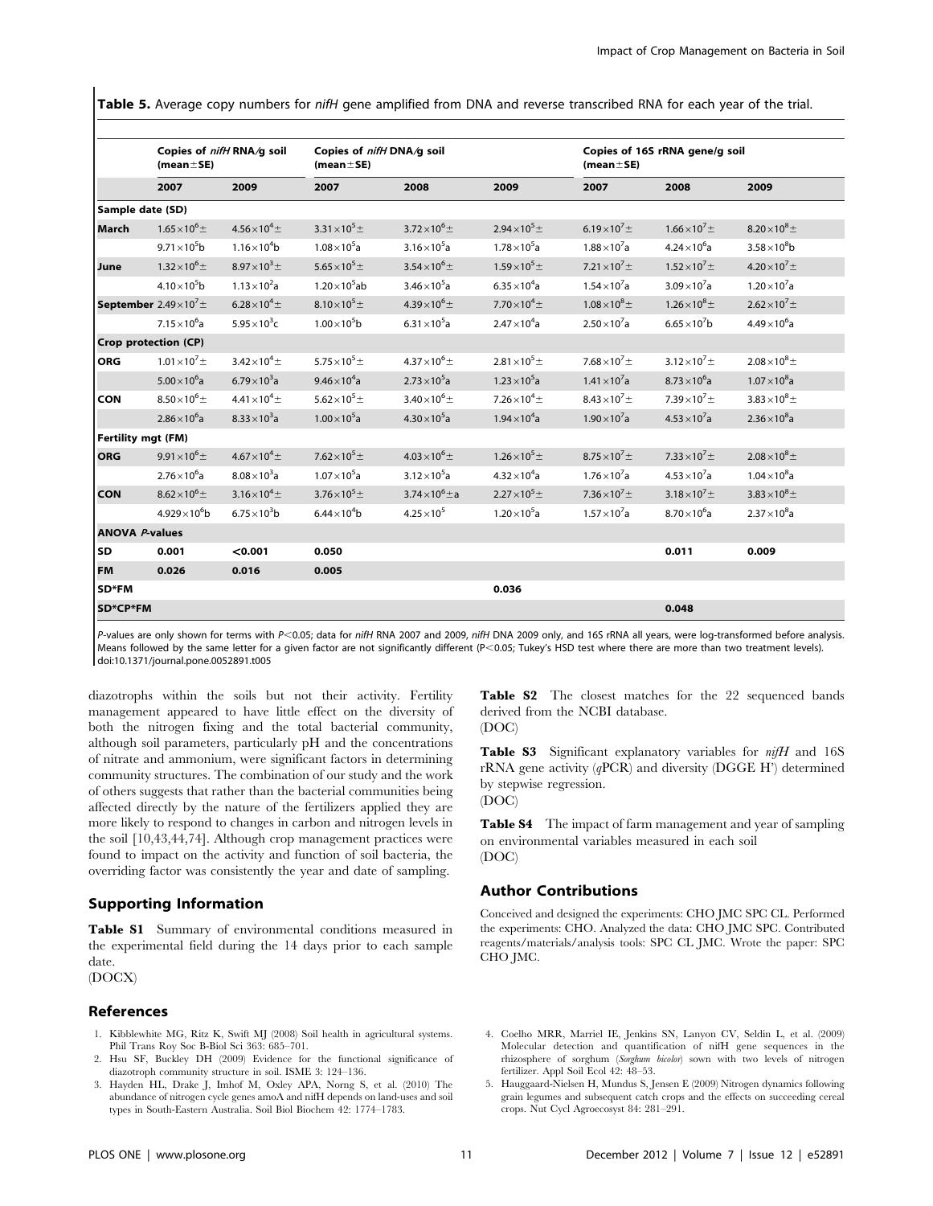**Table 5.** Average copy numbers for *nifH* gene amplified from DNA and reverse transcribed RNA for each year of the trial.

| | Copies of *nifH* RNA/g soil (mean±SE) | | Copies of *nifH* DNA/g soil (mean±SE) | | | Copies of 16S rRNA gene/g soil (mean±SE) | | |
|---|---|---|---|---|---|---|---|---|
| | 2007 | 2009 | 2007 | 2008 | 2009 | 2007 | 2008 | 2009 |
| **Sample date (SD)** | | | | | | | | |
| **March** | $1.65\times10^6\pm$ $9.71\times10^5$b | $4.56\times10^4\pm$ $1.16\times10^4$b | $3.31\times10^5\pm$ $1.08\times10^5$a | $3.72\times10^6\pm$ $3.16\times10^5$a | $2.94\times10^5\pm$ $1.78\times10^5$a | $6.19\times10^7\pm$ $1.88\times10^7$a | $1.66\times10^7\pm$ $4.24\times10^6$a | $8.20\times10^8\pm$ $3.58\times10^8$b |
| **June** | $1.32\times10^6\pm$ $4.10\times10^5$b | $8.97\times10^3\pm$ $1.13\times10^2$a | $5.65\times10^5\pm$ $1.20\times10^5$ab | $3.54\times10^6\pm$ $3.46\times10^5$a | $1.59\times10^5\pm$ $6.35\times10^4$a | $7.21\times10^7\pm$ $1.54\times10^7$a | $1.52\times10^7\pm$ $3.09\times10^7$a | $4.20\times10^7\pm$ $1.20\times10^7$a |
| **September** | $2.49\times10^7\pm$ $7.15\times10^6$a | $6.28\times10^4\pm$ $5.95\times10^3$c | $8.10\times10^5\pm$ $1.00\times10^5$b | $4.39\times10^6\pm$ $6.31\times10^5$a | $7.70\times10^4\pm$ $2.47\times10^4$a | $1.08\times10^8\pm$ $2.50\times10^7$a | $1.26\times10^8\pm$ $6.65\times10^7$b | $2.62\times10^7\pm$ $4.49\times10^6$a |
| **Crop protection (CP)** | | | | | | | | |
| **ORG** | $1.01\times10^7\pm$ $5.00\times10^6$a | $3.42\times10^4\pm$ $6.79\times10^3$a | $5.75\times10^5\pm$ $9.46\times10^4$a | $4.37\times10^6\pm$ $2.73\times10^5$a | $2.81\times10^5\pm$ $1.23\times10^5$a | $7.68\times10^7\pm$ $1.41\times10^7$a | $3.12\times10^7\pm$ $8.73\times10^6$a | $2.08\times10^8\pm$ $1.07\times10^8$a |
| **CON** | $8.50\times10^6\pm$ $2.86\times10^6$a | $4.41\times10^4\pm$ $8.33\times10^3$a | $5.62\times10^5\pm$ $1.00\times10^5$a | $3.40\times10^6\pm$ $4.30\times10^5$a | $7.26\times10^4\pm$ $1.94\times10^4$a | $8.43\times10^7\pm$ $1.90\times10^7$a | $7.39\times10^7\pm$ $4.53\times10^7$a | $3.83\times10^8\pm$ $2.36\times10^8$a |
| **Fertility mgt (FM)** | | | | | | | | |
| **ORG** | $9.91\times10^6\pm$ $2.76\times10^6$a | $4.67\times10^4\pm$ $8.08\times10^3$a | $7.62\times10^5\pm$ $1.07\times10^5$a | $4.03\times10^6\pm$ $3.12\times10^5$a | $1.26\times10^5\pm$ $4.32\times10^4$a | $8.75\times10^7\pm$ $1.76\times10^7$a | $7.33\times10^7\pm$ $4.53\times10^7$a | $2.08\times10^8\pm$ $1.04\times10^8$a |
| **CON** | $8.62\times10^6\pm$ $4.929\times10^6$b | $3.16\times10^4\pm$ $6.75\times10^3$b | $3.76\times10^5\pm$ $6.44\times10^4$b | $3.74\times10^6\pm$a $4.25\times10^5$ | $2.27\times10^5\pm$ $1.20\times10^5$a | $7.36\times10^7\pm$ $1.57\times10^7$a | $3.18\times10^7\pm$ $8.70\times10^6$a | $3.83\times10^8\pm$ $2.37\times10^8$a |
| **ANOVA *P*-values** | | | | | | | | |
| **SD** | **0.001** | **<0.001** | **0.050** | | | | **0.011** | **0.009** |
| **FM** | **0.026** | **0.016** | **0.005** | | | | | |
| **SD\*FM** | | | | | **0.036** | | | |
| **SD\*CP\*FM** | | | | | | | **0.048** | |

*P*-values are only shown for terms with $P<0.05$; data for *nifH* RNA 2007 and 2009, *nifH* DNA 2009 only, and 16S rRNA all years, were log-transformed before analysis. Means followed by the same letter for a given factor are not significantly different ($P<0.05$; Tukey's HSD test where there are more than two treatment levels).
doi:10.1371/journal.pone.0052891.t005

diazotrophs within the soils but not their activity. Fertility management appeared to have little effect on the diversity of both the nitrogen fixing and the total bacterial community, although soil parameters, particularly pH and the concentrations of nitrate and ammonium, were significant factors in determining community structures. The combination of our study and the work of others suggests that rather than the bacterial communities being affected directly by the nature of the fertilizers applied they are more likely to respond to changes in carbon and nitrogen levels in the soil [10,43,44,74]. Although crop management practices were found to impact on the activity and function of soil bacteria, the overriding factor was consistently the year and date of sampling.

## Supporting Information

**Table S1** Summary of environmental conditions measured in the experimental field during the 14 days prior to each sample date.
(DOCX)

**Table S2** The closest matches for the 22 sequenced bands derived from the NCBI database.
(DOC)

**Table S3** Significant explanatory variables for *nifH* and 16S rRNA gene activity (*q*PCR) and diversity (DGGE H') determined by stepwise regression.
(DOC)

**Table S4** The impact of farm management and year of sampling on environmental variables measured in each soil
(DOC)

## Author Contributions

Conceived and designed the experiments: CHO JMC SPC CL. Performed the experiments: CHO. Analyzed the data: CHO JMC SPC. Contributed reagents/materials/analysis tools: SPC CL JMC. Wrote the paper: SPC CHO JMC.

## References

1. Kibblewhite MG, Ritz K, Swift MJ (2008) Soil health in agricultural systems. Phil Trans Roy Soc B-Biol Sci 363: 685–701.
2. Hsu SF, Buckley DH (2009) Evidence for the functional significance of diazotroph community structure in soil. ISME 3: 124–136.
3. Hayden HL, Drake J, Imhof M, Oxley APA, Norng S, et al. (2010) The abundance of nitrogen cycle genes amoA and nifH depends on land-uses and soil types in South-Eastern Australia. Soil Biol Biochem 42: 1774–1783.
4. Coelho MRR, Marriel IE, Jenkins SN, Lanyon CV, Seldin L, et al. (2009) Molecular detection and quantification of nifH gene sequences in the rhizosphere of sorghum (*Sorghum bicolor*) sown with two levels of nitrogen fertilizer. Appl Soil Ecol 42: 48–53.
5. Hauggaard-Nielsen H, Mundus S, Jensen E (2009) Nitrogen dynamics following grain legumes and subsequent catch crops and the effects on succeeding cereal crops. Nut Cycl Agroecosyst 84: 281–291.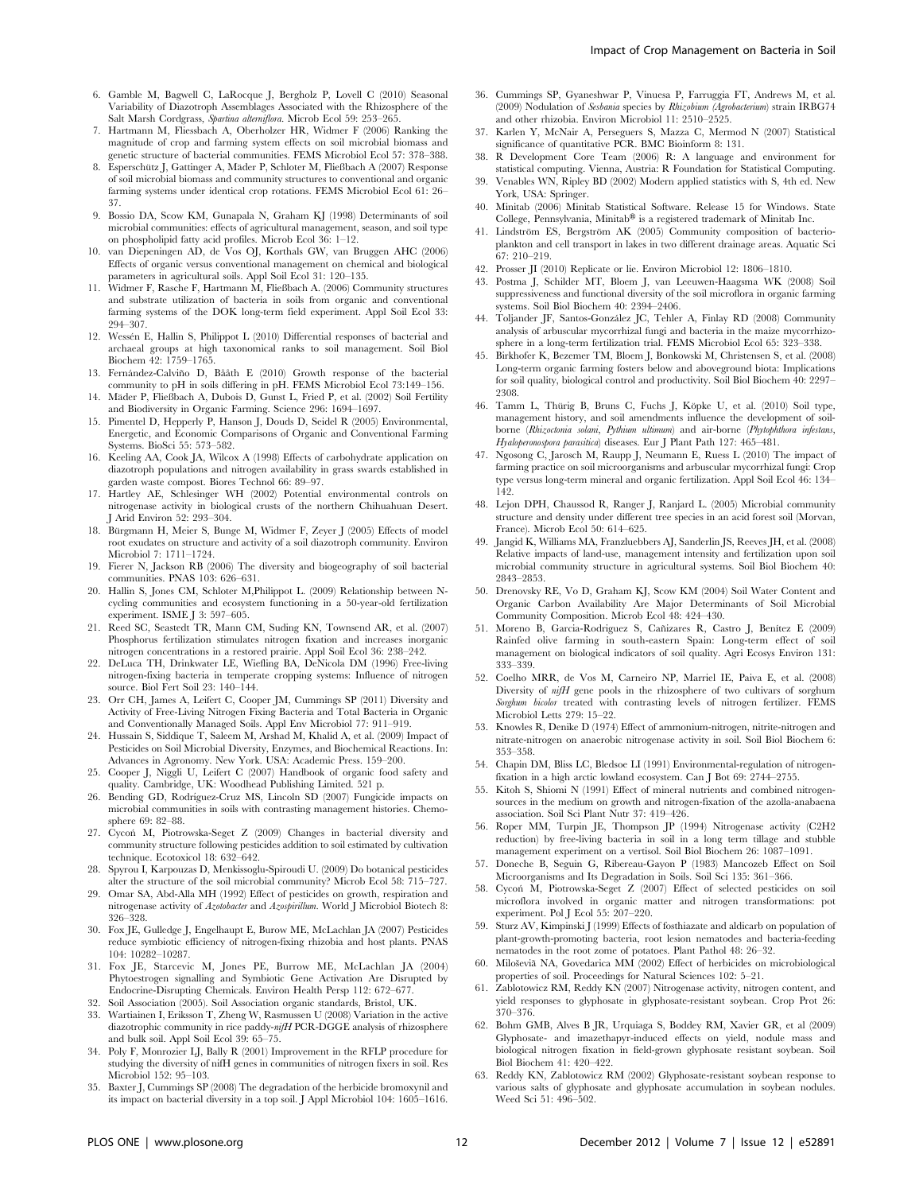6. Gamble M, Bagwell C, LaRocque J, Bergholz P, Lovell C (2010) Seasonal Variability of Diazotroph Assemblages Associated with the Rhizosphere of the Salt Marsh Cordgrass, *Spartina alterniflora*. Microb Ecol 59: 253–265.
7. Hartmann M, Fliessbach A, Oberholzer HR, Widmer F (2006) Ranking the magnitude of crop and farming system effects on soil microbial biomass and genetic structure of bacterial communities. FEMS Microbiol Ecol 57: 378–388.
8. Esperschütz J, Gattinger A, Mäder P, Schloter M, Fließbach A (2007) Response of soil microbial biomass and community structures to conventional and organic farming systems under identical crop rotations. FEMS Microbiol Ecol 61: 26–37.
9. Bossio DA, Scow KM, Gunapala N, Graham KJ (1998) Determinants of soil microbial communities: effects of agricultural management, season, and soil type on phospholipid fatty acid profiles. Microb Ecol 36: 1–12.
10. van Diepeningen AD, de Vos OJ, Korthals GW, van Bruggen AHC (2006) Effects of organic versus conventional management on chemical and biological parameters in agricultural soils. Appl Soil Ecol 31: 120–135.
11. Widmer F, Rasche F, Hartmann M, Fließbach A. (2006) Community structures and substrate utilization of bacteria in soils from organic and conventional farming systems of the DOK long-term field experiment. Appl Soil Ecol 33: 294–307.
12. Wessén E, Hallin S, Philippot L (2010) Differential responses of bacterial and archaeal groups at high taxonomical ranks to soil management. Soil Biol Biochem 42: 1759–1765.
13. Fernández-Calviño D, Bååth E (2010) Growth response of the bacterial community to pH in soils differing in pH. FEMS Microbiol Ecol 73:149–156.
14. Mäder P, Fließbach A, Dubois D, Gunst L, Fried P, et al. (2002) Soil Fertility and Biodiversity in Organic Farming. Science 296: 1694–1697.
15. Pimentel D, Hepperly P, Hanson J, Douds D, Seidel R (2005) Environmental, Energetic, and Economic Comparisons of Organic and Conventional Farming Systems. BioSci 55: 573–582.
16. Keeling AA, Cook JA, Wilcox A (1998) Effects of carbohydrate application on diazotroph populations and nitrogen availability in grass swards established in garden waste compost. Biores Technol 66: 89–97.
17. Hartley AE, Schlesinger WH (2002) Potential environmental controls on nitrogenase activity in biological crusts of the northern Chihuahuan Desert. J Arid Environ 52: 293–304.
18. Bürgmann H, Meier S, Bunge M, Widmer F, Zeyer J (2005) Effects of model root exudates on structure and activity of a soil diazotroph community. Environ Microbiol 7: 1711–1724.
19. Fierer N, Jackson RB (2006) The diversity and biogeography of soil bacterial communities. PNAS 103: 626–631.
20. Hallin S, Jones CM, Schloter M,Philippot L. (2009) Relationship between N-cycling communities and ecosystem functioning in a 50-year-old fertilization experiment. ISME J 3: 597–605.
21. Reed SC, Seastedt TR, Mann CM, Suding KN, Townsend AR, et al. (2007) Phosphorus fertilization stimulates nitrogen fixation and increases inorganic nitrogen concentrations in a restored prairie. Appl Soil Ecol 36: 238–242.
22. DeLuca TH, Drinkwater LE, Wiefling BA, DeNicola DM (1996) Free-living nitrogen-fixing bacteria in temperate cropping systems: Influence of nitrogen source. Biol Fert Soil 23: 140–144.
23. Orr CH, James A, Leifert C, Cooper JM, Cummings SP (2011) Diversity and Activity of Free-Living Nitrogen Fixing Bacteria and Total Bacteria in Organic and Conventionally Managed Soils. Appl Env Microbiol 77: 911–919.
24. Hussain S, Siddique T, Saleem M, Arshad M, Khalid A, et al. (2009) Impact of Pesticides on Soil Microbial Diversity, Enzymes, and Biochemical Reactions. In: Advances in Agronomy. New York. USA: Academic Press. 159–200.
25. Cooper J, Niggli U, Leifert C (2007) Handbook of organic food safety and quality. Cambridge, UK: Woodhead Publishing Limited. 521 p.
26. Bending GD, Rodríguez-Cruz MS, Lincoln SD (2007) Fungicide impacts on microbial communities in soils with contrasting management histories. Chemosphere 69: 82–88.
27. Cycoń M, Piotrowska-Seget Z (2009) Changes in bacterial diversity and community structure following pesticides addition to soil estimated by cultivation technique. Ecotoxicol 18: 632–642.
28. Spyrou I, Karpouzas D, Menkissoglu-Spiroudi U. (2009) Do botanical pesticides alter the structure of the soil microbial community? Microb Ecol 58: 715–727.
29. Omar SA, Abd-Alla MH (1992) Effect of pesticides on growth, respiration and nitrogenase activity of *Azotobacter* and *Azospirillum*. World J Microbiol Biotech 8: 326–328.
30. Fox JE, Gulledge J, Engelhaupt E, Burow ME, McLachlan JA (2007) Pesticides reduce symbiotic efficiency of nitrogen-fixing rhizobia and host plants. PNAS 104: 10282–10287.
31. Fox JE, Starcevic M, Jones PE, Burow ME, McLachlan JA (2004) Phytoestrogen signalling and Symbiotic Gene Activation Are Disrupted by Endocrine-Disrupting Chemicals. Environ Health Persp 112: 672–677.
32. Soil Association (2005). Soil Association organic standards, Bristol, UK.
33. Wartiainen I, Eriksson T, Zheng W, Rasmussen U (2008) Variation in the active diazotrophic community in rice paddy-*nifH* PCR-DGGE analysis of rhizosphere and bulk soil. Appl Soil Ecol 39: 65–75.
34. Poly F, Monrozier LJ, Bally R (2001) Improvement in the RFLP procedure for studying the diversity of nifH genes in communities of nitrogen fixers in soil. Res Microbiol 152: 95–103.
35. Baxter J, Cummings SP (2008) The degradation of the herbicide bromoxynil and its impact on bacterial diversity in a top soil. J Appl Microbiol 104: 1605–1616.
36. Cummings SP, Gyaneshwar P, Vinuesa P, Farruggia FT, Andrews M, et al. (2009) Nodulation of *Sesbania* species by *Rhizobium (Agrobacterium)* strain IRBG74 and other rhizobia. Environ Microbiol 11: 2510–2525.
37. Karlen Y, McNair A, Perseguers S, Mazza C, Mermod N (2007) Statistical significance of quantitative PCR. BMC Bioinform 8: 131.
38. R Development Core Team (2006) R: A language and environment for statistical computing. Vienna, Austria: R Foundation for Statistical Computing.
39. Venables WN, Ripley BD (2002) Modern applied statistics with S, 4th ed. New York, USA: Springer.
40. Minitab (2006) Minitab Statistical Software. Release 15 for Windows. State College, Pennsylvania, Minitab® is a registered trademark of Minitab Inc.
41. Lindström ES, Bergström AK (2005) Community composition of bacterioplankton and cell transport in lakes in two different drainage areas. Aquatic Sci 67: 210–219.
42. Prosser JI (2010) Replicate or lie. Environ Microbiol 12: 1806–1810.
43. Postma J, Schilder MT, Bloem J, van Leeuwen-Haagsma WK (2008) Soil suppressiveness and functional diversity of the soil microflora in organic farming systems. Soil Biol Biochem 40: 2394–2406.
44. Toljander JF, Santos-González JC, Tehler A, Finlay RD (2008) Community analysis of arbuscular mycorrhizal fungi and bacteria in the maize mycorrhizosphere in a long-term fertilization trial. FEMS Microbiol Ecol 65: 323–338.
45. Birkhofer K, Bezemer TM, Bloem J, Bonkowski M, Christensen S, et al. (2008) Long-term organic farming fosters below and aboveground biota: Implications for soil quality, biological control and productivity. Soil Biol Biochem 40: 2297–2308.
46. Tamm L, Thürig B, Bruns C, Fuchs J, Köpke U, et al. (2010) Soil type, management history, and soil amendments influence the development of soil-borne (*Rhizoctonia solani*, *Pythium ultimum*) and air-borne (*Phytophthora infestans*, *Hyaloperonospora parasitica*) diseases. Eur J Plant Path 127: 465–481.
47. Ngosong C, Jarosch M, Raupp J, Neumann E, Ruess L (2010) The impact of farming practice on soil microorganisms and arbuscular mycorrhizal fungi: Crop type versus long-term mineral and organic fertilization. Appl Soil Ecol 46: 134–142.
48. Lejon DPH, Chaussod R, Ranger J, Ranjard L. (2005) Microbial community structure and density under different tree species in an acid forest soil (Morvan, France). Microb Ecol 50: 614–625.
49. Jangid K, Williams MA, Franzluebbers AJ, Sanderlin JS, Reeves JH, et al. (2008) Relative impacts of land-use, management intensity and fertilization upon soil microbial community structure in agricultural systems. Soil Biol Biochem 40: 2843–2853.
50. Drenovsky RE, Vo D, Graham KJ, Scow KM (2004) Soil Water Content and Organic Carbon Availability Are Major Determinants of Soil Microbial Community Composition. Microb Ecol 48: 424–430.
51. Moreno B, Garcia-Rodriguez S, Cañizares R, Castro J, Benítez E (2009) Rainfed olive farming in south-eastern Spain: Long-term effect of soil management on biological indicators of soil quality. Agri Ecosys Environ 131: 333–339.
52. Coelho MRR, de Vos M, Carneiro NP, Marriel IE, Paiva E, et al. (2008) Diversity of *nifH* gene pools in the rhizosphere of two cultivars of sorghum *Sorghum bicolor* treated with contrasting levels of nitrogen fertilizer. FEMS Microbiol Letts 279: 15–22.
53. Knowles R, Denike D (1974) Effect of ammonium-nitrogen, nitrite-nitrogen and nitrate-nitrogen on anaerobic nitrogenase activity in soil. Soil Biol Biochem 6: 353–358.
54. Chapin DM, Bliss LC, Bledsoe LI (1991) Environmental-regulation of nitrogen-fixation in a high arctic lowland ecosystem. Can J Bot 69: 2744–2755.
55. Kitoh S, Shiomi N (1991) Effect of mineral nutrients and combined nitrogen-sources in the medium on growth and nitrogen-fixation of the azolla-anabaena association. Soil Sci Plant Nutr 37: 419–426.
56. Roper MM, Turpin JE, Thompson JP (1994) Nitrogenase activity (C2H2 reduction) by free-living bacteria in soil in a long term tillage and stubble management experiment on a vertisol. Soil Biol Biochem 26: 1087–1091.
57. Doneche B, Seguin G, Ribereau-Gayon P (1983) Mancozeb Effect on Soil Microorganisms and Its Degradation in Soils. Soil Sci 135: 361–366.
58. Cycoń M, Piotrowska-Seget Z (2007) Effect of selected pesticides on soil microflora involved in organic matter and nitrogen transformations: pot experiment. Pol J Ecol 55: 207–220.
59. Sturz AV, Kimpinski J (1999) Effects of fosthiazate and aldicarb on population of plant-growth-promoting bacteria, root lesion nematodes and bacteria-feeding nematodes in the root zone of potatoes. Plant Pathol 48: 26–32.
60. Miloševià NA, Govedarica MM (2002) Effect of herbicides on microbiological properties of soil. Proceedings for Natural Sciences 102: 5–21.
61. Zablotowicz RM, Reddy KN (2007) Nitrogenase activity, nitrogen content, and yield responses to glyphosate in glyphosate-resistant soybean. Crop Prot 26: 370–376.
62. Bohm GMB, Alves B JR, Urquiaga S, Boddey RM, Xavier GR, et al (2009) Glyphosate- and imazethapyr-induced effects on yield, nodule mass and biological nitrogen fixation in field-grown glyphosate resistant soybean. Soil Biol Biochem 41: 420–422.
63. Reddy KN, Zablotowicz RM (2002) Glyphosate-resistant soybean response to various salts of glyphosate and glyphosate accumulation in soybean nodules. Weed Sci 51: 496–502.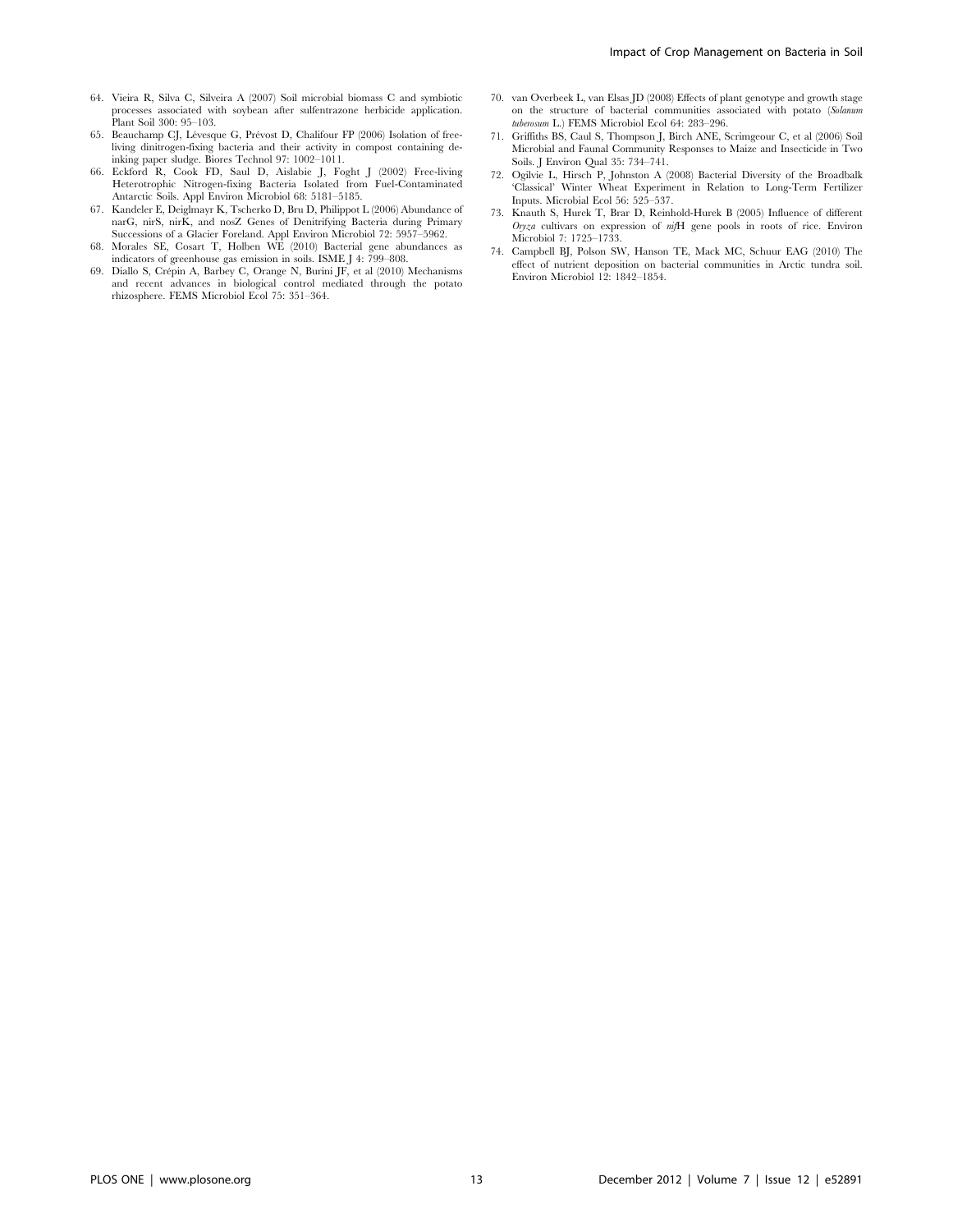64. Vieira R, Silva C, Silveira A (2007) Soil microbial biomass C and symbiotic processes associated with soybean after sulfentrazone herbicide application. Plant Soil 300: 95–103.
65. Beauchamp CJ, Lévesque G, Prévost D, Chalifour FP (2006) Isolation of free-living dinitrogen-fixing bacteria and their activity in compost containing de-inking paper sludge. Biores Technol 97: 1002–1011.
66. Eckford R, Cook FD, Saul D, Aislabie J, Foght J (2002) Free-living Heterotrophic Nitrogen-fixing Bacteria Isolated from Fuel-Contaminated Antarctic Soils. Appl Environ Microbiol 68: 5181–5185.
67. Kandeler E, Deiglmayr K, Tscherko D, Bru D, Philippot L (2006) Abundance of narG, nirS, nirK, and nosZ Genes of Denitrifying Bacteria during Primary Successions of a Glacier Foreland. Appl Environ Microbiol 72: 5957–5962.
68. Morales SE, Cosart T, Holben WE (2010) Bacterial gene abundances as indicators of greenhouse gas emission in soils. ISME J 4: 799–808.
69. Diallo S, Crépin A, Barbey C, Orange N, Burini JF, et al (2010) Mechanisms and recent advances in biological control mediated through the potato rhizosphere. FEMS Microbiol Ecol 75: 351–364.
70. van Overbeek L, van Elsas JD (2008) Effects of plant genotype and growth stage on the structure of bacterial communities associated with potato (*Solanum tuberosum* L.) FEMS Microbiol Ecol 64: 283–296.
71. Griffiths BS, Caul S, Thompson J, Birch ANE, Scrimgeour C, et al (2006) Soil Microbial and Faunal Community Responses to Maize and Insecticide in Two Soils. J Environ Qual 35: 734–741.
72. Ogilvie L, Hirsch P, Johnston A (2008) Bacterial Diversity of the Broadbalk 'Classical' Winter Wheat Experiment in Relation to Long-Term Fertilizer Inputs. Microbial Ecol 56: 525–537.
73. Knauth S, Hurek T, Brar D, Reinhold-Hurek B (2005) Influence of different *Oryza* cultivars on expression of *nif*H gene pools in roots of rice. Environ Microbiol 7: 1725–1733.
74. Campbell BJ, Polson SW, Hanson TE, Mack MC, Schuur EAG (2010) The effect of nutrient deposition on bacterial communities in Arctic tundra soil. Environ Microbiol 12: 1842–1854.